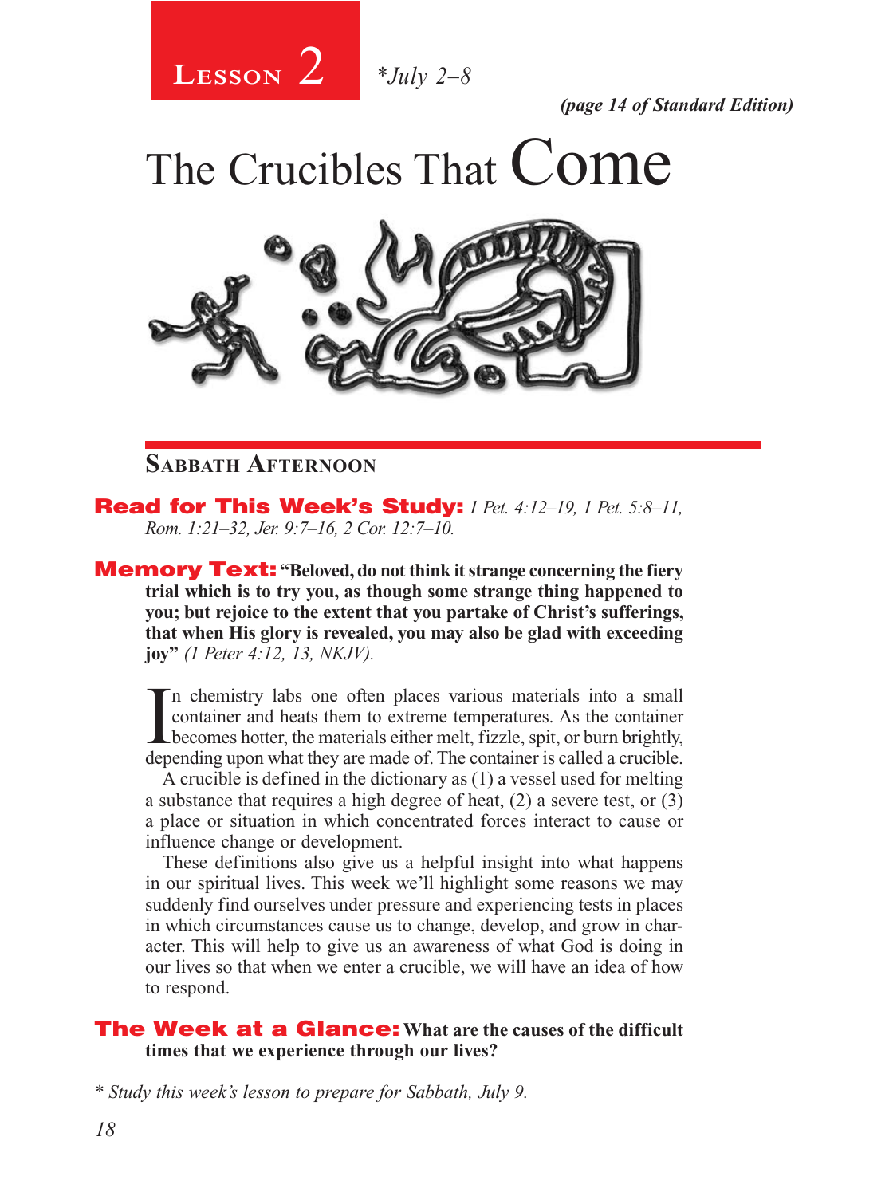# Lesson 2 *July 2–8

*(page 14 of Standard Edition)*

# The Crucibles That Come

## Sabbath Afternoon

**Read for This Week's Study:** *1 Pet. 4:12–19, 1 Pet. 5:8–11, Rom. 1:21–32, Jer. 9:7–16, 2 Cor. 12:7–10.*

**Memory Text:** **"Beloved, do not think it strange concerning the fiery trial which is to try you, as though some strange thing happened to you; but rejoice to the extent that you partake of Christ's sufferings, that when His glory is revealed, you may also be glad with exceeding joy"** *(1 Peter 4:12, 13, NKJV).*

In chemistry labs one often places various materials into a small container and heats them to extreme temperatures. As the container becomes hotter, the materials either melt, fizzle, spit, or burn brightly, depending upon what they are made of. The container is called a crucible.

A crucible is defined in the dictionary as (1) a vessel used for melting a substance that requires a high degree of heat, (2) a severe test, or (3) a place or situation in which concentrated forces interact to cause or influence change or development.

These definitions also give us a helpful insight into what happens in our spiritual lives. This week we'll highlight some reasons we may suddenly find ourselves under pressure and experiencing tests in places in which circumstances cause us to change, develop, and grow in character. This will help to give us an awareness of what God is doing in our lives so that when we enter a crucible, we will have an idea of how to respond.

**The Week at a Glance: What are the causes of the difficult times that we experience through our lives?**

*\* Study this week's lesson to prepare for Sabbath, July 9.*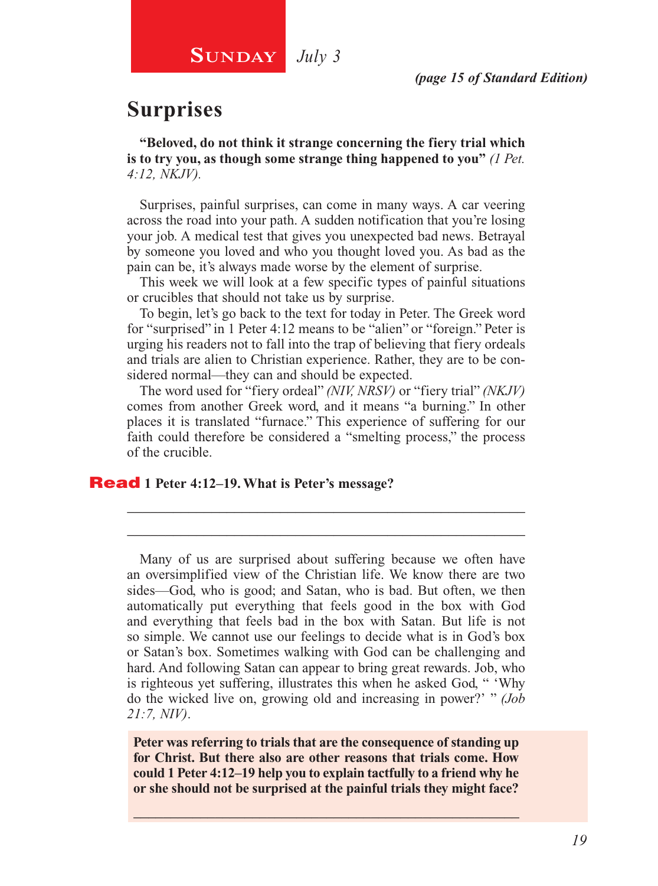**SUNDAY** *July 3*

*(page 15 of Standard Edition)*

## Surprises

**"Beloved, do not think it strange concerning the fiery trial which is to try you, as though some strange thing happened to you"** *(1 Pet. 4:12, NKJV).*

Surprises, painful surprises, can come in many ways. A car veering across the road into your path. A sudden notification that you're losing your job. A medical test that gives you unexpected bad news. Betrayal by someone you loved and who you thought loved you. As bad as the pain can be, it's always made worse by the element of surprise.

This week we will look at a few specific types of painful situations or crucibles that should not take us by surprise.

To begin, let's go back to the text for today in Peter. The Greek word for "surprised" in 1 Peter 4:12 means to be "alien" or "foreign." Peter is urging his readers not to fall into the trap of believing that fiery ordeals and trials are alien to Christian experience. Rather, they are to be considered normal—they can and should be expected.

The word used for "fiery ordeal" *(NIV, NRSV)* or "fiery trial" *(NKJV)* comes from another Greek word, and it means "a burning." In other places it is translated "furnace." This experience of suffering for our faith could therefore be considered a "smelting process," the process of the crucible.

**Read 1 Peter 4:12–19. What is Peter's message?**

______________________________________________________________

______________________________________________________________

Many of us are surprised about suffering because we often have an oversimplified view of the Christian life. We know there are two sides—God, who is good; and Satan, who is bad. But often, we then automatically put everything that feels good in the box with God and everything that feels bad in the box with Satan. But life is not so simple. We cannot use our feelings to decide what is in God's box or Satan's box. Sometimes walking with God can be challenging and hard. And following Satan can appear to bring great rewards. Job, who is righteous yet suffering, illustrates this when he asked God, " 'Why do the wicked live on, growing old and increasing in power?' " *(Job 21:7, NIV).*

**Peter was referring to trials that are the consequence of standing up for Christ. But there also are other reasons that trials come. How could 1 Peter 4:12–19 help you to explain tactfully to a friend why he or she should not be surprised at the painful trials they might face?**

______________________________________________________________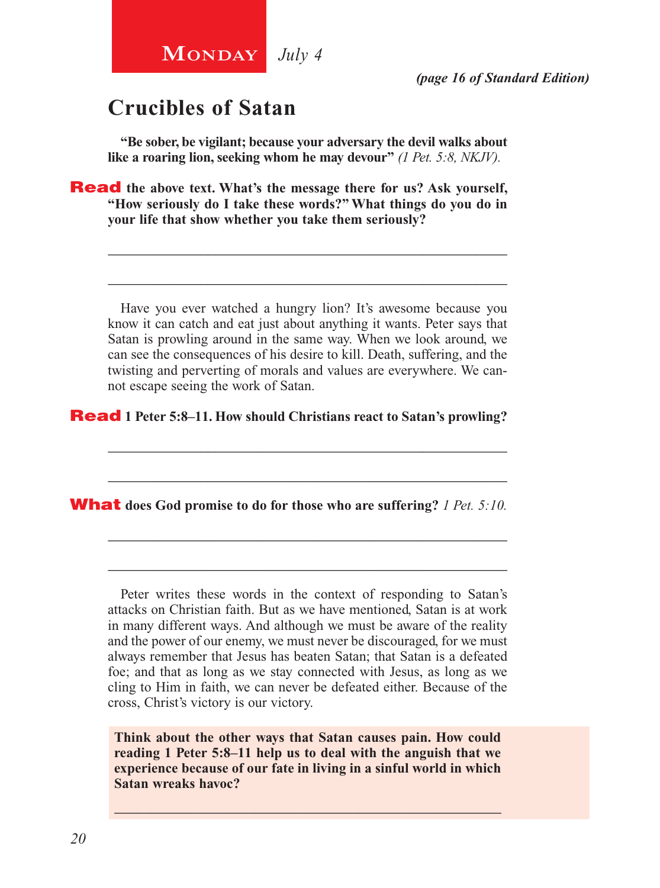**Monday** *July 4*

*(page 16 of Standard Edition)*

## Crucibles of Satan

**"Be sober, be vigilant; because your adversary the devil walks about like a roaring lion, seeking whom he may devour"** *(1 Pet. 5:8, NKJV).*

**Read the above text. What's the message there for us? Ask yourself, "How seriously do I take these words?" What things do you do in your life that show whether you take them seriously?**

_______________________________________________________

_______________________________________________________

Have you ever watched a hungry lion? It's awesome because you know it can catch and eat just about anything it wants. Peter says that Satan is prowling around in the same way. When we look around, we can see the consequences of his desire to kill. Death, suffering, and the twisting and perverting of morals and values are everywhere. We cannot escape seeing the work of Satan.

**Read 1 Peter 5:8–11. How should Christians react to Satan's prowling?**

_______________________________________________________

_______________________________________________________

**What does God promise to do for those who are suffering?** *1 Pet. 5:10.*

_______________________________________________________

_______________________________________________________

Peter writes these words in the context of responding to Satan's attacks on Christian faith. But as we have mentioned, Satan is at work in many different ways. And although we must be aware of the reality and the power of our enemy, we must never be discouraged, for we must always remember that Jesus has beaten Satan; that Satan is a defeated foe; and that as long as we stay connected with Jesus, as long as we cling to Him in faith, we can never be defeated either. Because of the cross, Christ's victory is our victory.

**Think about the other ways that Satan causes pain. How could reading 1 Peter 5:8–11 help us to deal with the anguish that we experience because of our fate in living in a sinful world in which Satan wreaks havoc?**

_______________________________________________________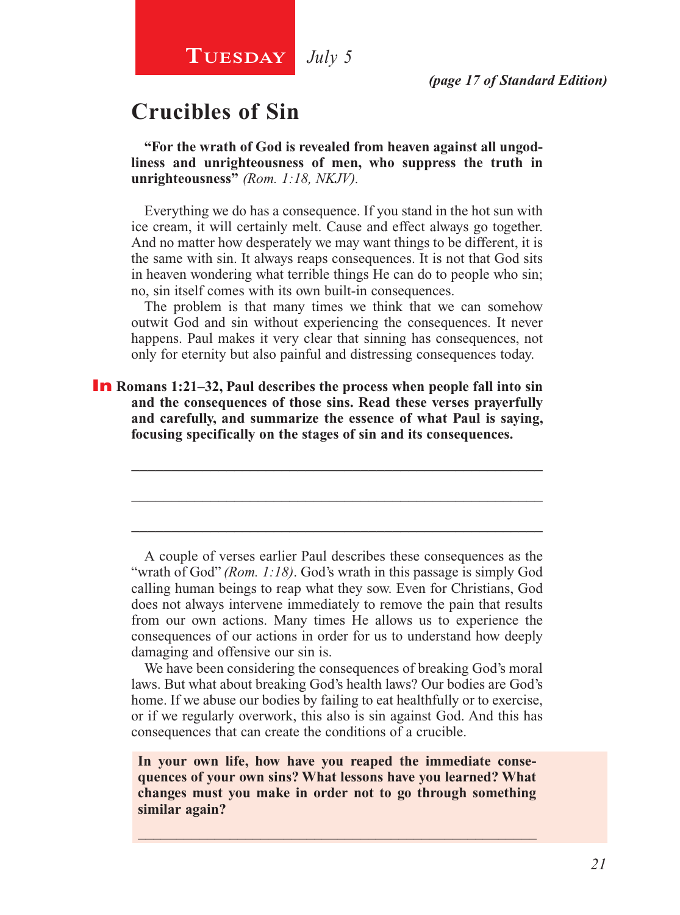**Tuesday** *July 5*

*(page 17 of Standard Edition)*

## Crucibles of Sin

**"For the wrath of God is revealed from heaven against all ungodliness and unrighteousness of men, who suppress the truth in unrighteousness"** *(Rom. 1:18, NKJV).*

Everything we do has a consequence. If you stand in the hot sun with ice cream, it will certainly melt. Cause and effect always go together. And no matter how desperately we may want things to be different, it is the same with sin. It always reaps consequences. It is not that God sits in heaven wondering what terrible things He can do to people who sin; no, sin itself comes with its own built-in consequences.

The problem is that many times we think that we can somehow outwit God and sin without experiencing the consequences. It never happens. Paul makes it very clear that sinning has consequences, not only for eternity but also painful and distressing consequences today.

**In Romans 1:21–32, Paul describes the process when people fall into sin and the consequences of those sins. Read these verses prayerfully and carefully, and summarize the essence of what Paul is saying, focusing specifically on the stages of sin and its consequences.**

\_\_\_\_\_\_\_\_\_\_\_\_\_\_\_\_\_\_\_\_\_\_\_\_\_\_\_\_\_\_\_\_\_\_\_\_\_\_\_\_\_\_\_\_\_\_\_\_\_\_\_\_\_\_

\_\_\_\_\_\_\_\_\_\_\_\_\_\_\_\_\_\_\_\_\_\_\_\_\_\_\_\_\_\_\_\_\_\_\_\_\_\_\_\_\_\_\_\_\_\_\_\_\_\_\_\_\_\_

\_\_\_\_\_\_\_\_\_\_\_\_\_\_\_\_\_\_\_\_\_\_\_\_\_\_\_\_\_\_\_\_\_\_\_\_\_\_\_\_\_\_\_\_\_\_\_\_\_\_\_\_\_\_

A couple of verses earlier Paul describes these consequences as the "wrath of God" *(Rom. 1:18)*. God's wrath in this passage is simply God calling human beings to reap what they sow. Even for Christians, God does not always intervene immediately to remove the pain that results from our own actions. Many times He allows us to experience the consequences of our actions in order for us to understand how deeply damaging and offensive our sin is.

We have been considering the consequences of breaking God's moral laws. But what about breaking God's health laws? Our bodies are God's home. If we abuse our bodies by failing to eat healthfully or to exercise, or if we regularly overwork, this also is sin against God. And this has consequences that can create the conditions of a crucible.

**In your own life, how have you reaped the immediate consequences of your own sins? What lessons have you learned? What changes must you make in order not to go through something similar again?**

\_\_\_\_\_\_\_\_\_\_\_\_\_\_\_\_\_\_\_\_\_\_\_\_\_\_\_\_\_\_\_\_\_\_\_\_\_\_\_\_\_\_\_\_\_\_\_\_\_\_\_\_\_\_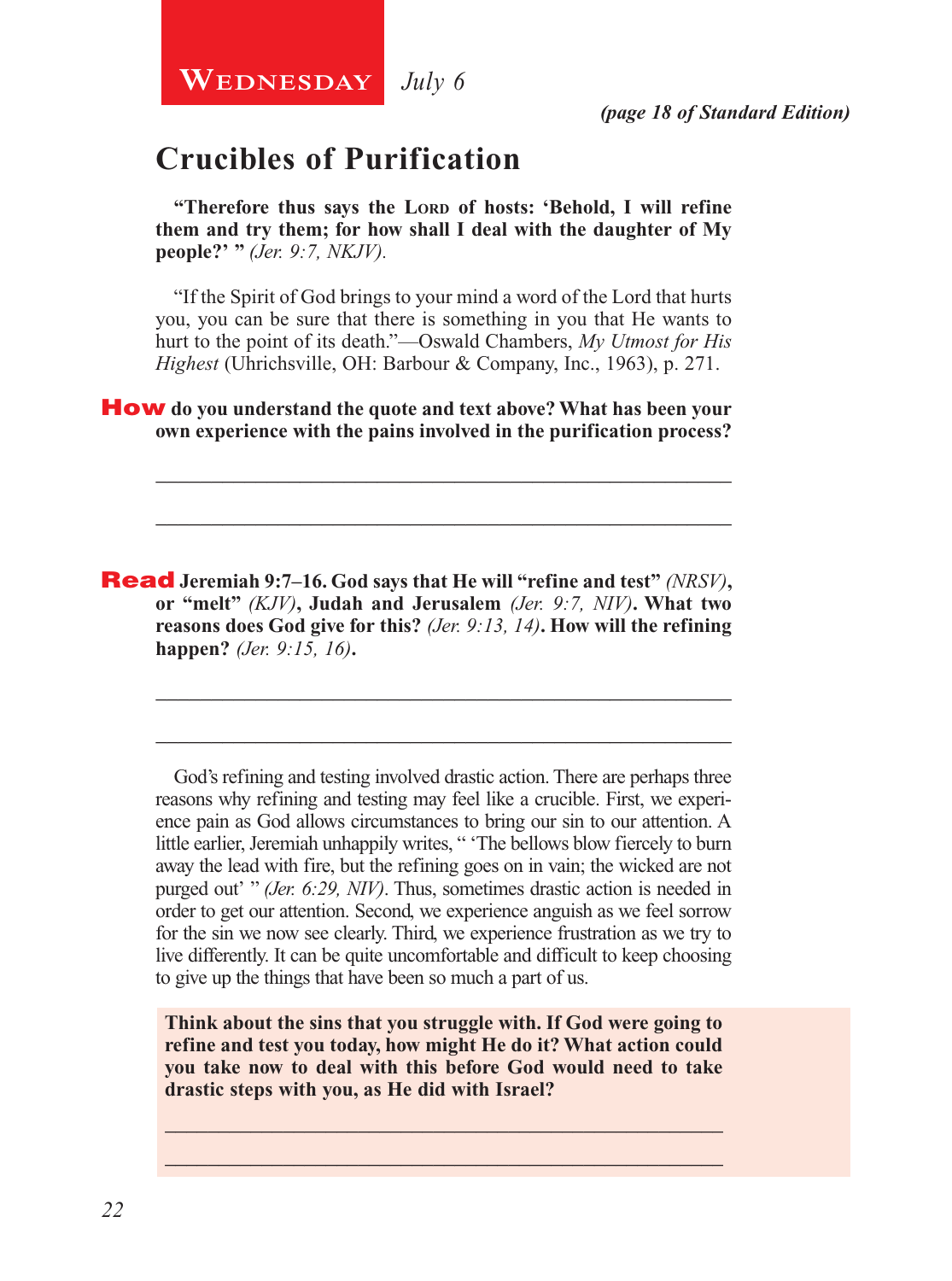**Wednesday** *July 6*

***(page 18 of Standard Edition)***

## Crucibles of Purification

**"Therefore thus says the Lord of hosts: 'Behold, I will refine them and try them; for how shall I deal with the daughter of My people?' "** *(Jer. 9:7, NKJV).*

"If the Spirit of God brings to your mind a word of the Lord that hurts you, you can be sure that there is something in you that He wants to hurt to the point of its death."—Oswald Chambers, *My Utmost for His Highest* (Uhrichsville, OH: Barbour & Company, Inc., 1963), p. 271.

**How do you understand the quote and text above? What has been your own experience with the pains involved in the purification process?**

_______________________________________________________________

_______________________________________________________________

**Read Jeremiah 9:7–16. God says that He will "refine and test"** *(NRSV)*, **or "melt"** *(KJV)*, **Judah and Jerusalem** *(Jer. 9:7, NIV)*. **What two reasons does God give for this?** *(Jer. 9:13, 14)*. **How will the refining happen?** *(Jer. 9:15, 16)*.

_______________________________________________________________

_______________________________________________________________

God's refining and testing involved drastic action. There are perhaps three reasons why refining and testing may feel like a crucible. First, we experience pain as God allows circumstances to bring our sin to our attention. A little earlier, Jeremiah unhappily writes, " 'The bellows blow fiercely to burn away the lead with fire, but the refining goes on in vain; the wicked are not purged out' " *(Jer. 6:29, NIV)*. Thus, sometimes drastic action is needed in order to get our attention. Second, we experience anguish as we feel sorrow for the sin we now see clearly. Third, we experience frustration as we try to live differently. It can be quite uncomfortable and difficult to keep choosing to give up the things that have been so much a part of us.

**Think about the sins that you struggle with. If God were going to refine and test you today, how might He do it? What action could you take now to deal with this before God would need to take drastic steps with you, as He did with Israel?**

_______________________________________________________________

_______________________________________________________________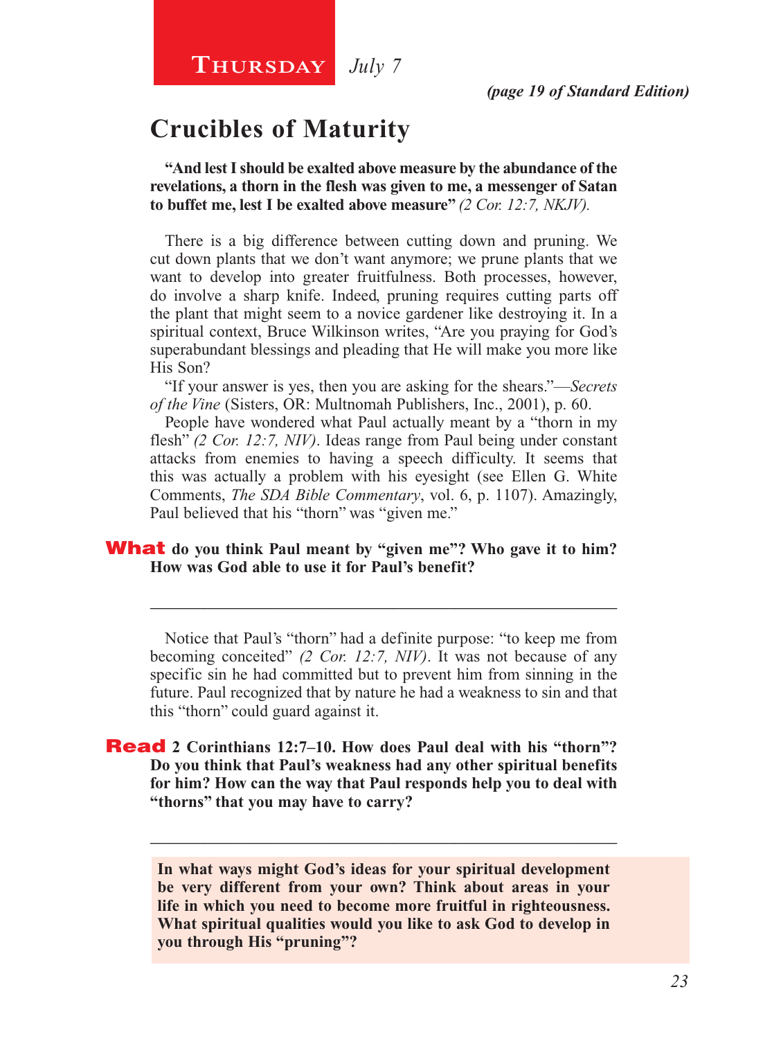**Thursday** *July 7*

*(page 19 of Standard Edition)*

# Crucibles of Maturity

**"And lest I should be exalted above measure by the abundance of the revelations, a thorn in the flesh was given to me, a messenger of Satan to buffet me, lest I be exalted above measure"** *(2 Cor. 12:7, NKJV).*

There is a big difference between cutting down and pruning. We cut down plants that we don't want anymore; we prune plants that we want to develop into greater fruitfulness. Both processes, however, do involve a sharp knife. Indeed, pruning requires cutting parts off the plant that might seem to a novice gardener like destroying it. In a spiritual context, Bruce Wilkinson writes, "Are you praying for God's superabundant blessings and pleading that He will make you more like His Son?

"If your answer is yes, then you are asking for the shears."—*Secrets of the Vine* (Sisters, OR: Multnomah Publishers, Inc., 2001), p. 60.

People have wondered what Paul actually meant by a "thorn in my flesh" *(2 Cor. 12:7, NIV)*. Ideas range from Paul being under constant attacks from enemies to having a speech difficulty. It seems that this was actually a problem with his eyesight (see Ellen G. White Comments, *The SDA Bible Commentary*, vol. 6, p. 1107). Amazingly, Paul believed that his "thorn" was "given me."

**What do you think Paul meant by "given me"? Who gave it to him? How was God able to use it for Paul's benefit?**

_______________________________________________

Notice that Paul's "thorn" had a definite purpose: "to keep me from becoming conceited" *(2 Cor. 12:7, NIV)*. It was not because of any specific sin he had committed but to prevent him from sinning in the future. Paul recognized that by nature he had a weakness to sin and that this "thorn" could guard against it.

**Read 2 Corinthians 12:7–10. How does Paul deal with his "thorn"? Do you think that Paul's weakness had any other spiritual benefits for him? How can the way that Paul responds help you to deal with "thorns" that you may have to carry?**

_______________________________________________

**In what ways might God's ideas for your spiritual development be very different from your own? Think about areas in your life in which you need to become more fruitful in righteousness. What spiritual qualities would you like to ask God to develop in you through His "pruning"?**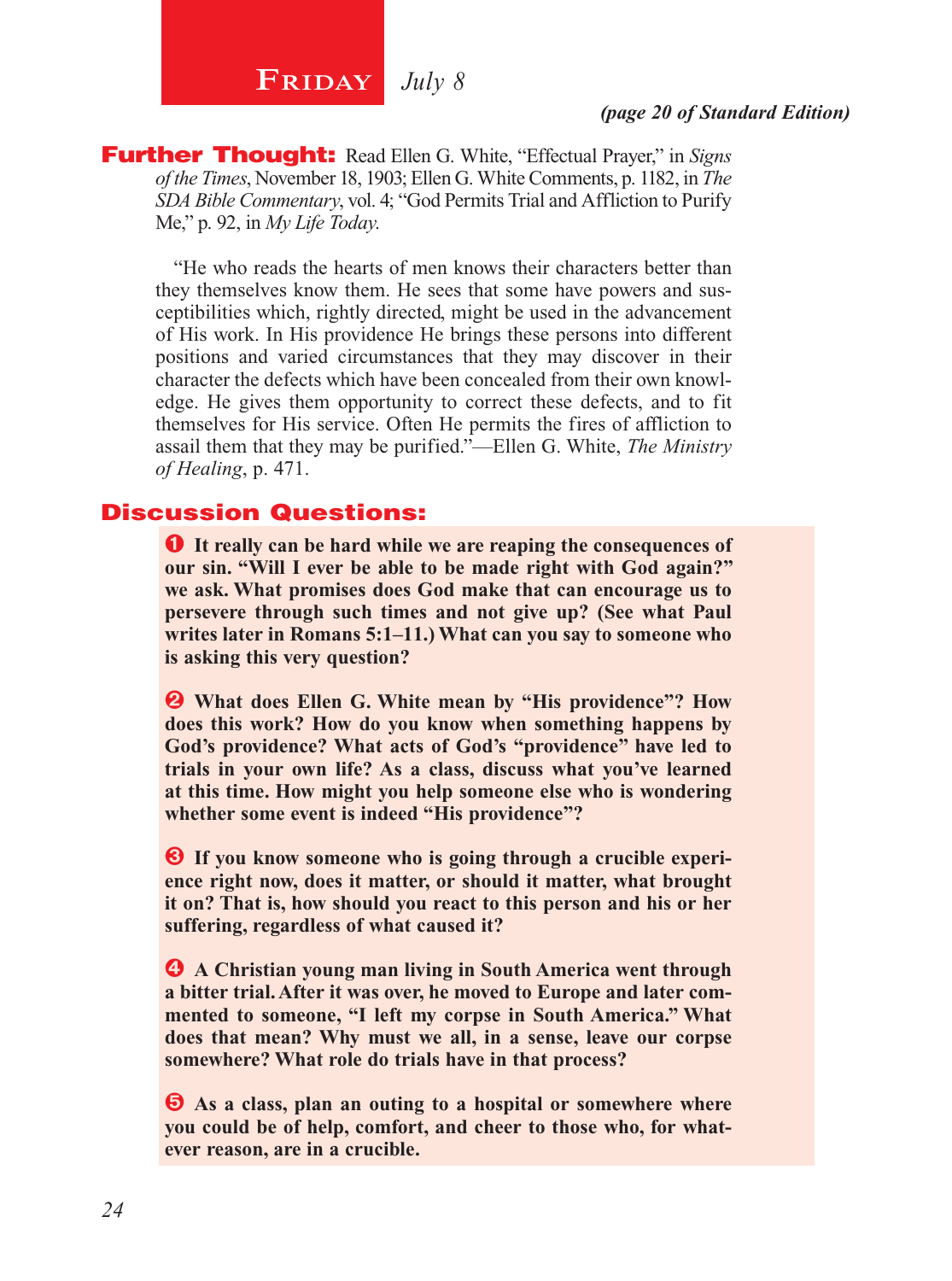# FRIDAY *July 8*

***(page 20 of Standard Edition)***

**Further Thought:** Read Ellen G. White, "Effectual Prayer," in *Signs of the Times*, November 18, 1903; Ellen G. White Comments, p. 1182, in *The SDA Bible Commentary*, vol. 4; "God Permits Trial and Affliction to Purify Me," p. 92, in *My Life Today.*

"He who reads the hearts of men knows their characters better than they themselves know them. He sees that some have powers and susceptibilities which, rightly directed, might be used in the advancement of His work. In His providence He brings these persons into different positions and varied circumstances that they may discover in their character the defects which have been concealed from their own knowledge. He gives them opportunity to correct these defects, and to fit themselves for His service. Often He permits the fires of affliction to assail them that they may be purified."—Ellen G. White, *The Ministry of Healing*, p. 471.

## Discussion Questions:

1. **It really can be hard while we are reaping the consequences of our sin. "Will I ever be able to be made right with God again?" we ask. What promises does God make that can encourage us to persevere through such times and not give up? (See what Paul writes later in Romans 5:1–11.) What can you say to someone who is asking this very question?**

2. **What does Ellen G. White mean by "His providence"? How does this work? How do you know when something happens by God's providence? What acts of God's "providence" have led to trials in your own life? As a class, discuss what you've learned at this time. How might you help someone else who is wondering whether some event is indeed "His providence"?**

3. **If you know someone who is going through a crucible experience right now, does it matter, or should it matter, what brought it on? That is, how should you react to this person and his or her suffering, regardless of what caused it?**

4. **A Christian young man living in South America went through a bitter trial. After it was over, he moved to Europe and later commented to someone, "I left my corpse in South America." What does that mean? Why must we all, in a sense, leave our corpse somewhere? What role do trials have in that process?**

5. **As a class, plan an outing to a hospital or somewhere where you could be of help, comfort, and cheer to those who, for whatever reason, are in a crucible.**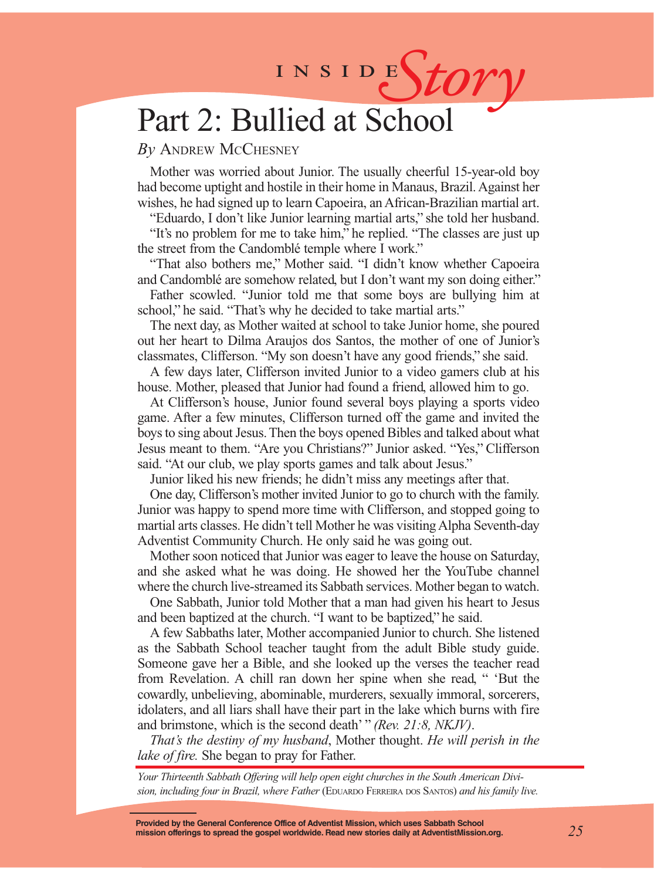INSIDE *Story*

# Part 2: Bullied at School

*By* Andrew McChesney

Mother was worried about Junior. The usually cheerful 15-year-old boy had become uptight and hostile in their home in Manaus, Brazil. Against her wishes, he had signed up to learn Capoeira, an African-Brazilian martial art.

"Eduardo, I don't like Junior learning martial arts," she told her husband.

"It's no problem for me to take him," he replied. "The classes are just up the street from the Candomblé temple where I work."

"That also bothers me," Mother said. "I didn't know whether Capoeira and Candomblé are somehow related, but I don't want my son doing either."

Father scowled. "Junior told me that some boys are bullying him at school," he said. "That's why he decided to take martial arts."

The next day, as Mother waited at school to take Junior home, she poured out her heart to Dilma Araujos dos Santos, the mother of one of Junior's classmates, Clifferson. "My son doesn't have any good friends," she said.

A few days later, Clifferson invited Junior to a video gamers club at his house. Mother, pleased that Junior had found a friend, allowed him to go.

At Clifferson's house, Junior found several boys playing a sports video game. After a few minutes, Clifferson turned off the game and invited the boys to sing about Jesus. Then the boys opened Bibles and talked about what Jesus meant to them. "Are you Christians?" Junior asked. "Yes," Clifferson said. "At our club, we play sports games and talk about Jesus."

Junior liked his new friends; he didn't miss any meetings after that.

One day, Clifferson's mother invited Junior to go to church with the family. Junior was happy to spend more time with Clifferson, and stopped going to martial arts classes. He didn't tell Mother he was visiting Alpha Seventh-day Adventist Community Church. He only said he was going out.

Mother soon noticed that Junior was eager to leave the house on Saturday, and she asked what he was doing. He showed her the YouTube channel where the church live-streamed its Sabbath services. Mother began to watch.

One Sabbath, Junior told Mother that a man had given his heart to Jesus and been baptized at the church. "I want to be baptized," he said.

A few Sabbaths later, Mother accompanied Junior to church. She listened as the Sabbath School teacher taught from the adult Bible study guide. Someone gave her a Bible, and she looked up the verses the teacher read from Revelation. A chill ran down her spine when she read, " 'But the cowardly, unbelieving, abominable, murderers, sexually immoral, sorcerers, idolaters, and all liars shall have their part in the lake which burns with fire and brimstone, which is the second death' " *(Rev. 21:8, NKJV)*.

*That's the destiny of my husband*, Mother thought. *He will perish in the lake of fire.* She began to pray for Father.

*Your Thirteenth Sabbath Offering will help open eight churches in the South American Division, including four in Brazil, where Father* (Eduardo Ferreira dos Santos) *and his family live.*

**Provided by the General Conference Office of Adventist Mission, which uses Sabbath School mission offerings to spread the gospel worldwide. Read new stories daily at AdventistMission.org.**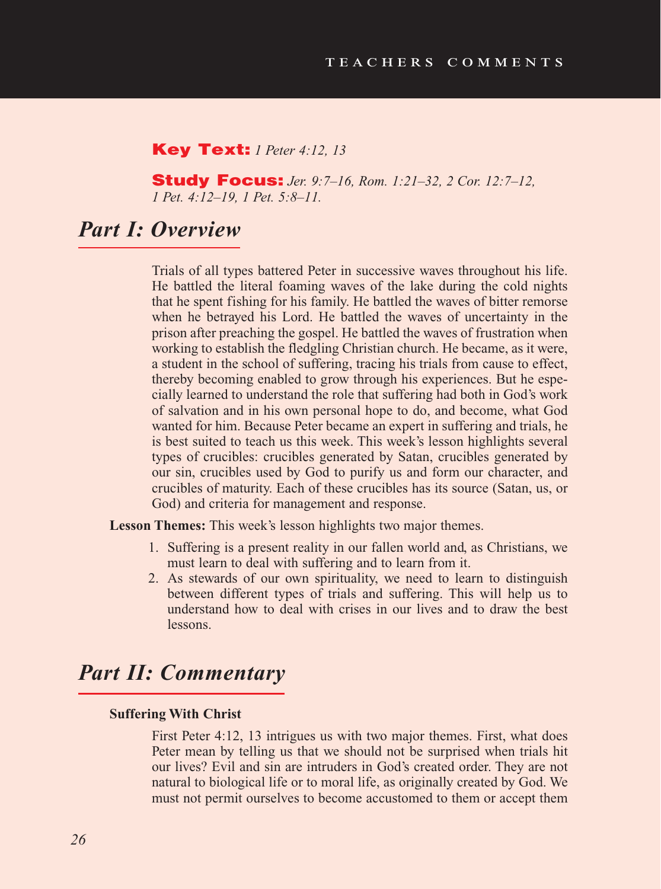**Key Text:** *1 Peter 4:12, 13*

**Study Focus:** *Jer. 9:7–16, Rom. 1:21–32, 2 Cor. 12:7–12, 1 Pet. 4:12–19, 1 Pet. 5:8–11.*

## *Part I: Overview*

Trials of all types battered Peter in successive waves throughout his life. He battled the literal foaming waves of the lake during the cold nights that he spent fishing for his family. He battled the waves of bitter remorse when he betrayed his Lord. He battled the waves of uncertainty in the prison after preaching the gospel. He battled the waves of frustration when working to establish the fledgling Christian church. He became, as it were, a student in the school of suffering, tracing his trials from cause to effect, thereby becoming enabled to grow through his experiences. But he especially learned to understand the role that suffering had both in God's work of salvation and in his own personal hope to do, and become, what God wanted for him. Because Peter became an expert in suffering and trials, he is best suited to teach us this week. This week's lesson highlights several types of crucibles: crucibles generated by Satan, crucibles generated by our sin, crucibles used by God to purify us and form our character, and crucibles of maturity. Each of these crucibles has its source (Satan, us, or God) and criteria for management and response.

**Lesson Themes:** This week's lesson highlights two major themes.

1. Suffering is a present reality in our fallen world and, as Christians, we must learn to deal with suffering and to learn from it.
2. As stewards of our own spirituality, we need to learn to distinguish between different types of trials and suffering. This will help us to understand how to deal with crises in our lives and to draw the best lessons.

## *Part II: Commentary*

### Suffering With Christ

First Peter 4:12, 13 intrigues us with two major themes. First, what does Peter mean by telling us that we should not be surprised when trials hit our lives? Evil and sin are intruders in God's created order. They are not natural to biological life or to moral life, as originally created by God. We must not permit ourselves to become accustomed to them or accept them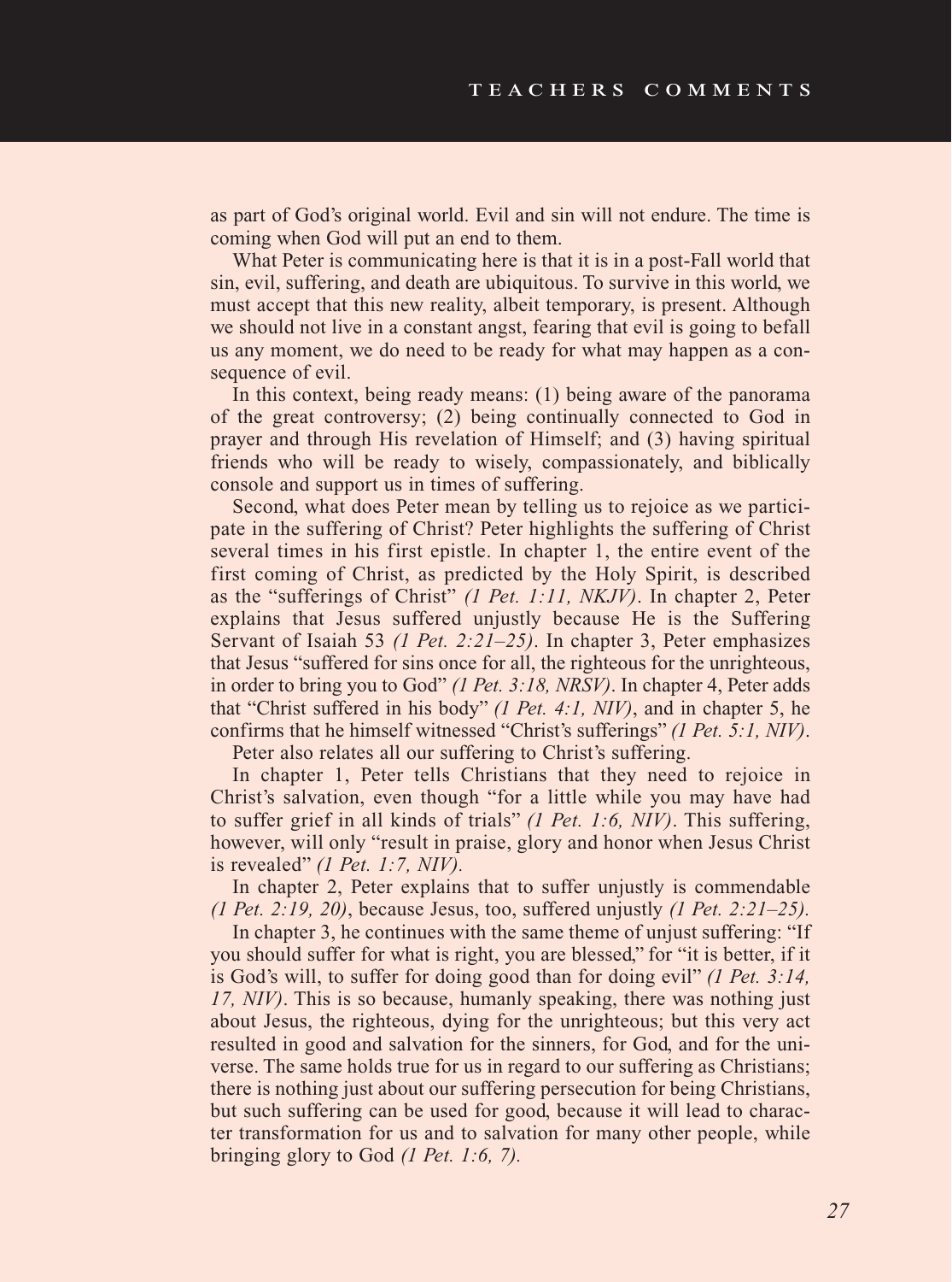as part of God's original world. Evil and sin will not endure. The time is coming when God will put an end to them.

What Peter is communicating here is that it is in a post-Fall world that sin, evil, suffering, and death are ubiquitous. To survive in this world, we must accept that this new reality, albeit temporary, is present. Although we should not live in a constant angst, fearing that evil is going to befall us any moment, we do need to be ready for what may happen as a consequence of evil.

In this context, being ready means: (1) being aware of the panorama of the great controversy; (2) being continually connected to God in prayer and through His revelation of Himself; and (3) having spiritual friends who will be ready to wisely, compassionately, and biblically console and support us in times of suffering.

Second, what does Peter mean by telling us to rejoice as we participate in the suffering of Christ? Peter highlights the suffering of Christ several times in his first epistle. In chapter 1, the entire event of the first coming of Christ, as predicted by the Holy Spirit, is described as the "sufferings of Christ" *(1 Pet. 1:11, NKJV)*. In chapter 2, Peter explains that Jesus suffered unjustly because He is the Suffering Servant of Isaiah 53 *(1 Pet. 2:21–25)*. In chapter 3, Peter emphasizes that Jesus "suffered for sins once for all, the righteous for the unrighteous, in order to bring you to God" *(1 Pet. 3:18, NRSV)*. In chapter 4, Peter adds that "Christ suffered in his body" *(1 Pet. 4:1, NIV)*, and in chapter 5, he confirms that he himself witnessed "Christ's sufferings" *(1 Pet. 5:1, NIV)*.

Peter also relates all our suffering to Christ's suffering.

In chapter 1, Peter tells Christians that they need to rejoice in Christ's salvation, even though "for a little while you may have had to suffer grief in all kinds of trials" *(1 Pet. 1:6, NIV)*. This suffering, however, will only "result in praise, glory and honor when Jesus Christ is revealed" *(1 Pet. 1:7, NIV).*

In chapter 2, Peter explains that to suffer unjustly is commendable *(1 Pet. 2:19, 20)*, because Jesus, too, suffered unjustly *(1 Pet. 2:21–25).*

In chapter 3, he continues with the same theme of unjust suffering: "If you should suffer for what is right, you are blessed," for "it is better, if it is God's will, to suffer for doing good than for doing evil" *(1 Pet. 3:14, 17, NIV)*. This is so because, humanly speaking, there was nothing just about Jesus, the righteous, dying for the unrighteous; but this very act resulted in good and salvation for the sinners, for God, and for the universe. The same holds true for us in regard to our suffering as Christians; there is nothing just about our suffering persecution for being Christians, but such suffering can be used for good, because it will lead to character transformation for us and to salvation for many other people, while bringing glory to God *(1 Pet. 1:6, 7).*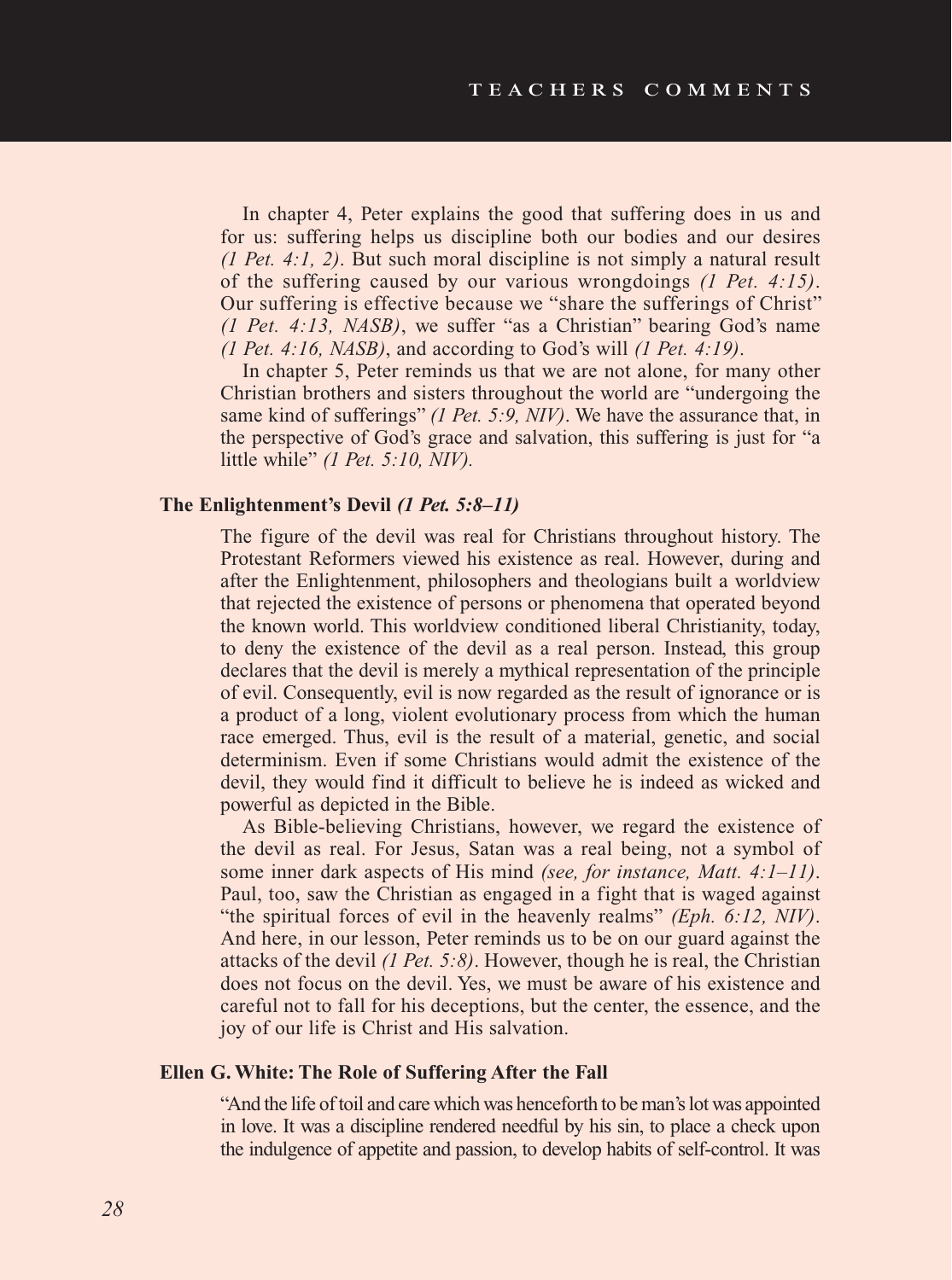In chapter 4, Peter explains the good that suffering does in us and for us: suffering helps us discipline both our bodies and our desires *(1 Pet. 4:1, 2)*. But such moral discipline is not simply a natural result of the suffering caused by our various wrongdoings *(1 Pet. 4:15)*. Our suffering is effective because we "share the sufferings of Christ" *(1 Pet. 4:13, NASB)*, we suffer "as a Christian" bearing God's name *(1 Pet. 4:16, NASB)*, and according to God's will *(1 Pet. 4:19)*.

In chapter 5, Peter reminds us that we are not alone, for many other Christian brothers and sisters throughout the world are "undergoing the same kind of sufferings" *(1 Pet. 5:9, NIV)*. We have the assurance that, in the perspective of God's grace and salvation, this suffering is just for "a little while" *(1 Pet. 5:10, NIV).*

**The Enlightenment's Devil *(1 Pet. 5:8–11)***

The figure of the devil was real for Christians throughout history. The Protestant Reformers viewed his existence as real. However, during and after the Enlightenment, philosophers and theologians built a worldview that rejected the existence of persons or phenomena that operated beyond the known world. This worldview conditioned liberal Christianity, today, to deny the existence of the devil as a real person. Instead, this group declares that the devil is merely a mythical representation of the principle of evil. Consequently, evil is now regarded as the result of ignorance or is a product of a long, violent evolutionary process from which the human race emerged. Thus, evil is the result of a material, genetic, and social determinism. Even if some Christians would admit the existence of the devil, they would find it difficult to believe he is indeed as wicked and powerful as depicted in the Bible.

As Bible-believing Christians, however, we regard the existence of the devil as real. For Jesus, Satan was a real being, not a symbol of some inner dark aspects of His mind *(see, for instance, Matt. 4:1–11)*. Paul, too, saw the Christian as engaged in a fight that is waged against "the spiritual forces of evil in the heavenly realms" *(Eph. 6:12, NIV)*. And here, in our lesson, Peter reminds us to be on our guard against the attacks of the devil *(1 Pet. 5:8)*. However, though he is real, the Christian does not focus on the devil. Yes, we must be aware of his existence and careful not to fall for his deceptions, but the center, the essence, and the joy of our life is Christ and His salvation.

**Ellen G. White: The Role of Suffering After the Fall**

"And the life of toil and care which was henceforth to be man's lot was appointed in love. It was a discipline rendered needful by his sin, to place a check upon the indulgence of appetite and passion, to develop habits of self-control. It was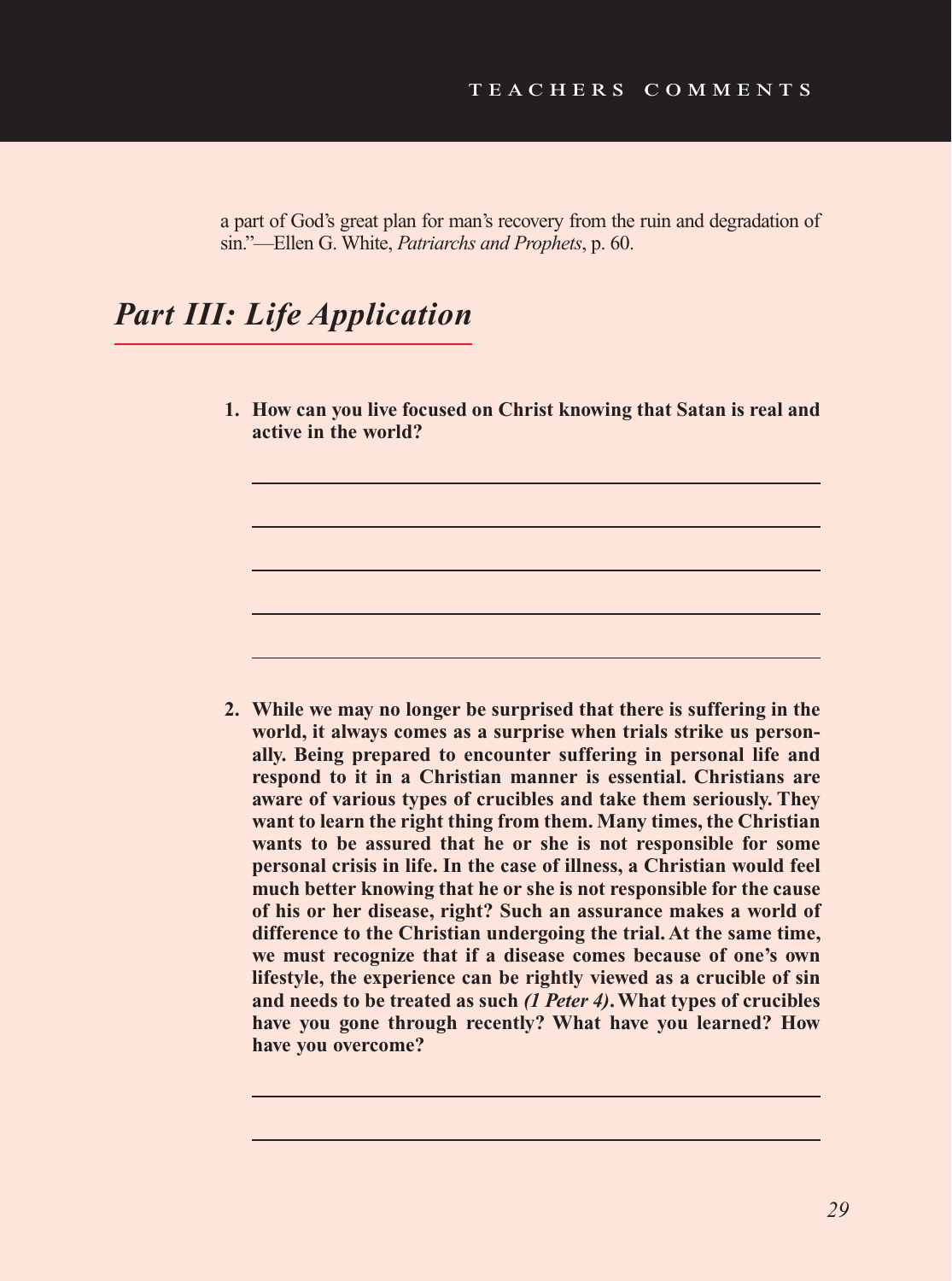a part of God's great plan for man's recovery from the ruin and degradation of sin."—Ellen G. White, *Patriarchs and Prophets*, p. 60.

## *Part III: Life Application*

1. **How can you live focused on Christ knowing that Satan is real and active in the world?**

2. **While we may no longer be surprised that there is suffering in the world, it always comes as a surprise when trials strike us personally. Being prepared to encounter suffering in personal life and respond to it in a Christian manner is essential. Christians are aware of various types of crucibles and take them seriously. They want to learn the right thing from them. Many times, the Christian wants to be assured that he or she is not responsible for some personal crisis in life. In the case of illness, a Christian would feel much better knowing that he or she is not responsible for the cause of his or her disease, right? Such an assurance makes a world of difference to the Christian undergoing the trial. At the same time, we must recognize that if a disease comes because of one's own lifestyle, the experience can be rightly viewed as a crucible of sin and needs to be treated as such *(1 Peter 4)*. What types of crucibles have you gone through recently? What have you learned? How have you overcome?**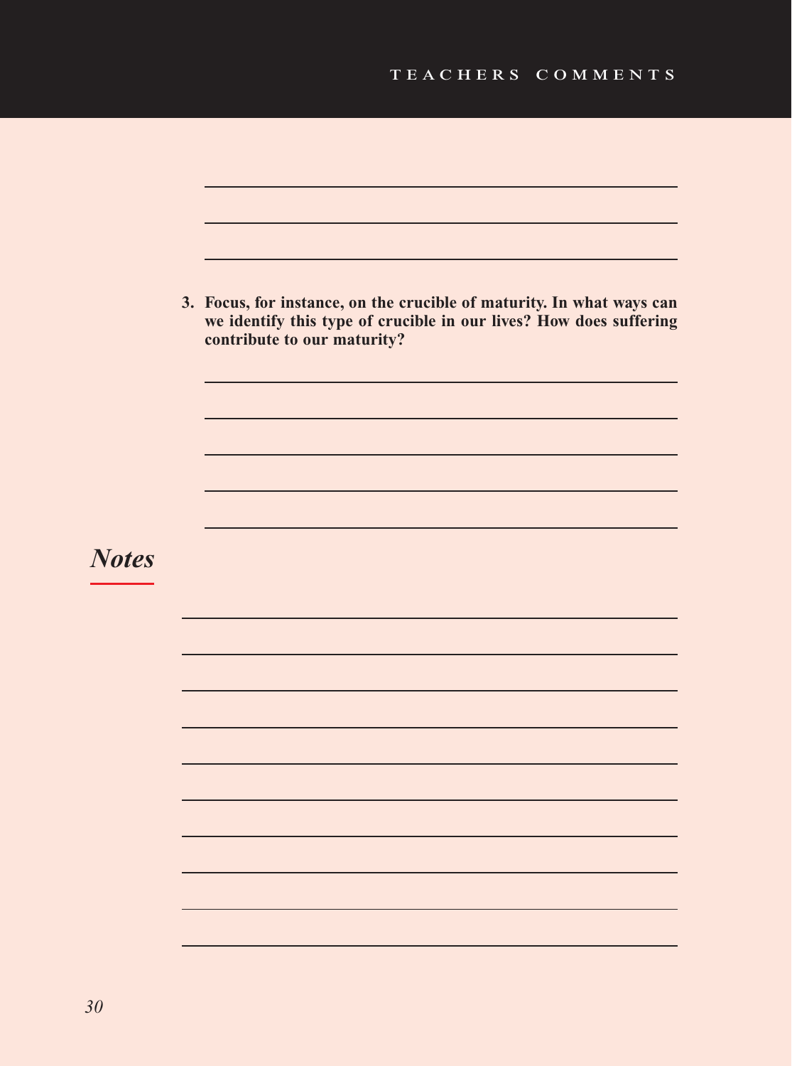3. **Focus, for instance, on the crucible of maturity. In what ways can we identify this type of crucible in our lives? How does suffering contribute to our maturity?**

## *Notes*